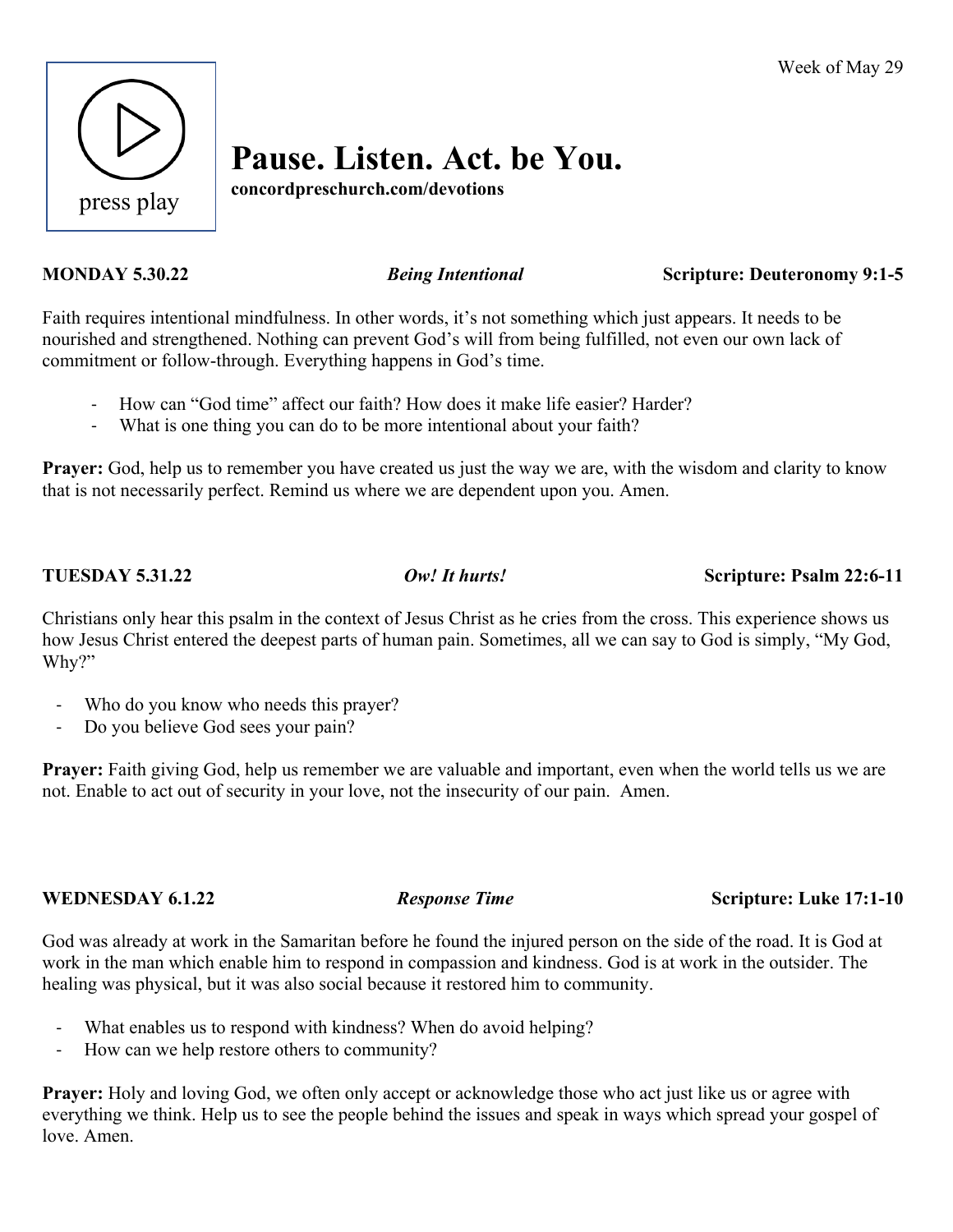Week of May 29

press play

# Pause. Listen. Act. be You.

**concordpreschurch.com/devotions**

**MONDAY 5.30.22** *Being Intentional* **Scripture: Deuteronomy 9:1-5**

Faith requires intentional mindfulness. In other words, it's not something which just appears. It needs to be nourished and strengthened. Nothing can prevent God's will from being fulfilled, not even our own lack of commitment or follow-through. Everything happens in God's time.

- How can "God time" affect our faith? How does it make life easier? Harder?
- What is one thing you can do to be more intentional about your faith?

**Prayer:** God, help us to remember you have created us just the way we are, with the wisdom and clarity to know that is not necessarily perfect. Remind us where we are dependent upon you. Amen.

**TUESDAY 5.31.22** *Ow! It hurts!* **Scripture: Psalm 22:6-11**

Christians only hear this psalm in the context of Jesus Christ as he cries from the cross. This experience shows us how Jesus Christ entered the deepest parts of human pain. Sometimes, all we can say to God is simply, "My God, Why?"

- Who do you know who needs this prayer?
- Do you believe God sees your pain?

**Prayer:** Faith giving God, help us remember we are valuable and important, even when the world tells us we are not. Enable to act out of security in your love, not the insecurity of our pain. Amen.

**WEDNESDAY 6.1.22** *Response Time* **Scripture: Luke 17:1-10**

God was already at work in the Samaritan before he found the injured person on the side of the road. It is God at work in the man which enable him to respond in compassion and kindness. God is at work in the outsider. The healing was physical, but it was also social because it restored him to community.

- What enables us to respond with kindness? When do avoid helping?
- How can we help restore others to community?

**Prayer:** Holy and loving God, we often only accept or acknowledge those who act just like us or agree with everything we think. Help us to see the people behind the issues and speak in ways which spread your gospel of love. Amen.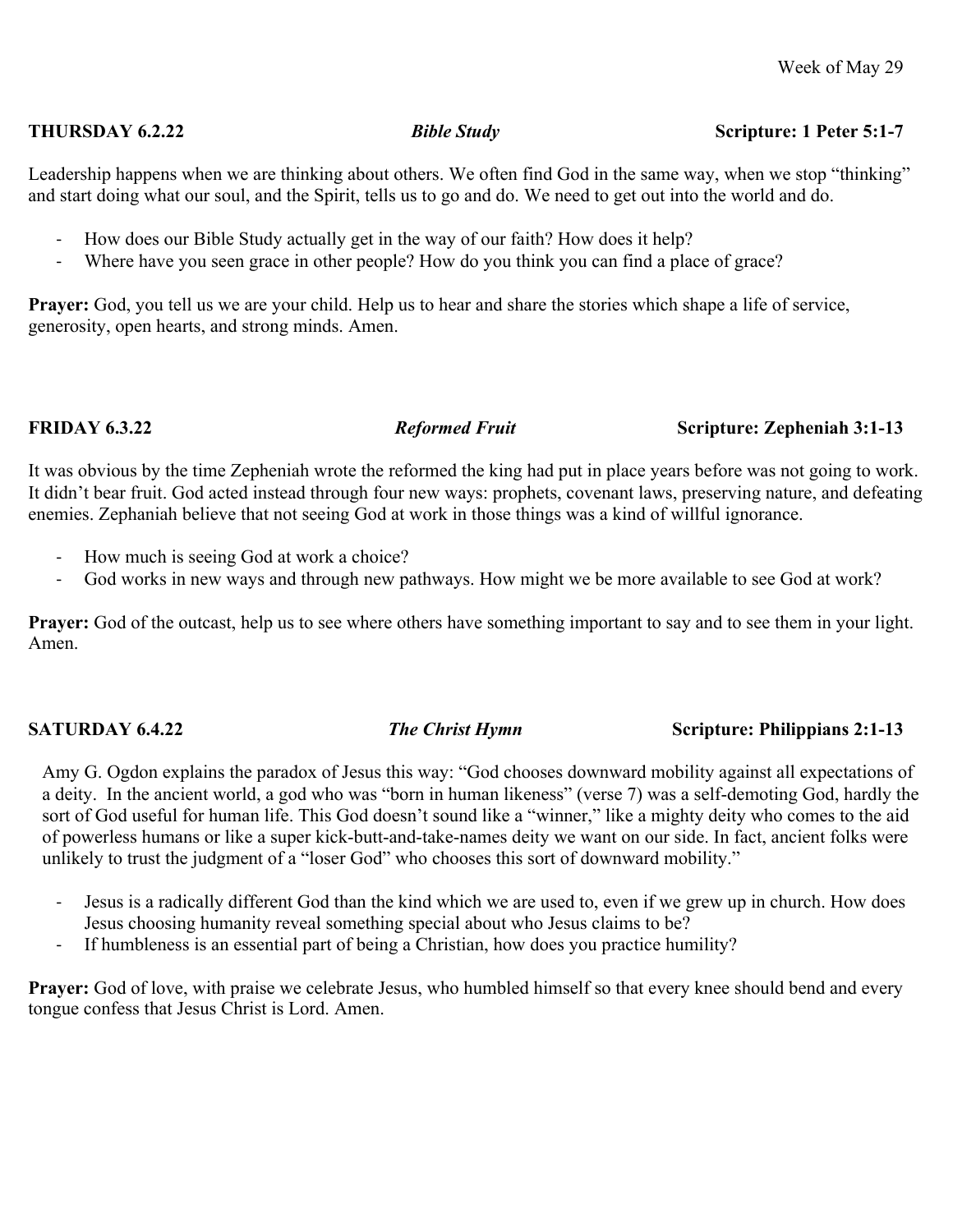Week of May 29

**THURSDAY 6.2.22** ***Bible Study*** **Scripture: 1 Peter 5:1-7**

Leadership happens when we are thinking about others. We often find God in the same way, when we stop "thinking" and start doing what our soul, and the Spirit, tells us to go and do. We need to get out into the world and do.

- How does our Bible Study actually get in the way of our faith? How does it help?
- Where have you seen grace in other people? How do you think you can find a place of grace?

**Prayer:** God, you tell us we are your child. Help us to hear and share the stories which shape a life of service, generosity, open hearts, and strong minds. Amen.

**FRIDAY 6.3.22** ***Reformed Fruit*** **Scripture: Zephaniah 3:1-13**

It was obvious by the time Zephaniah wrote the reformed the king had put in place years before was not going to work. It didn't bear fruit. God acted instead through four new ways: prophets, covenant laws, preserving nature, and defeating enemies. Zephaniah believe that not seeing God at work in those things was a kind of willful ignorance.

- How much is seeing God at work a choice?
- God works in new ways and through new pathways. How might we be more available to see God at work?

**Prayer:** God of the outcast, help us to see where others have something important to say and to see them in your light. Amen.

**SATURDAY 6.4.22** ***The Christ Hymn*** **Scripture: Philippians 2:1-13**

Amy G. Ogdon explains the paradox of Jesus this way: "God chooses downward mobility against all expectations of a deity. In the ancient world, a god who was "born in human likeness" (verse 7) was a self-demoting God, hardly the sort of God useful for human life. This God doesn't sound like a "winner," like a mighty deity who comes to the aid of powerless humans or like a super kick-butt-and-take-names deity we want on our side. In fact, ancient folks were unlikely to trust the judgment of a "loser God" who chooses this sort of downward mobility."

- Jesus is a radically different God than the kind which we are used to, even if we grew up in church. How does Jesus choosing humanity reveal something special about who Jesus claims to be?
- If humbleness is an essential part of being a Christian, how does you practice humility?

**Prayer:** God of love, with praise we celebrate Jesus, who humbled himself so that every knee should bend and every tongue confess that Jesus Christ is Lord. Amen.